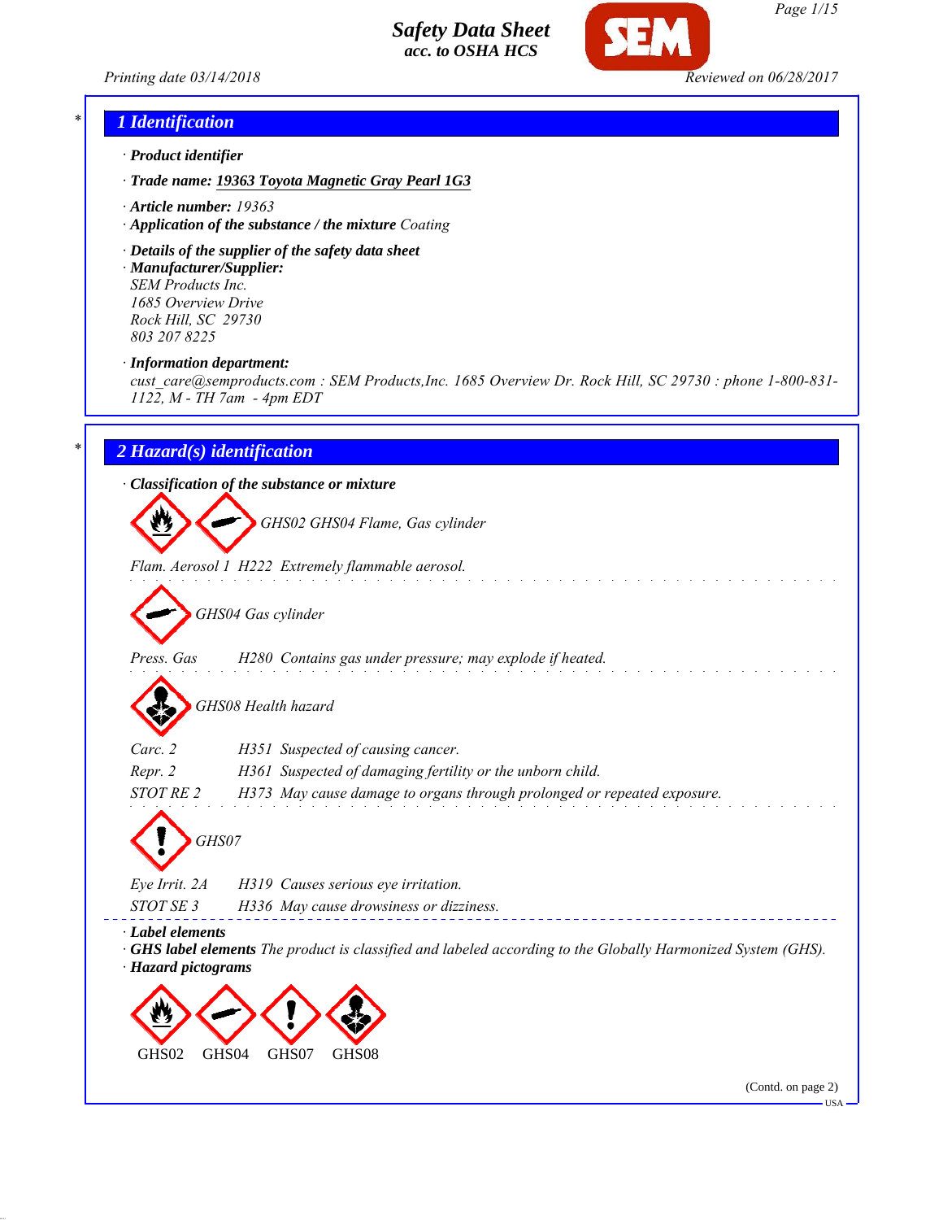# Safety Data Sheet
*acc. to OSHA HCS*

Printing date 03/14/2018 Reviewed on 06/28/2017

## 1 Identification

· **Product identifier**

· **Trade name:** **19363 Toyota Magnetic Gray Pearl 1G3**

· **Article number:** 19363

· **Application of the substance / the mixture** Coating

· **Details of the supplier of the safety data sheet**

· **Manufacturer/Supplier:**
SEM Products Inc.
1685 Overview Drive
Rock Hill, SC 29730
803 207 8225

· **Information department:**
cust_care@semproducts.com : SEM Products,Inc. 1685 Overview Dr. Rock Hill, SC 29730 : phone 1-800-831-1122, M - TH 7am - 4pm EDT

## 2 Hazard(s) identification

· **Classification of the substance or mixture**

GHS02 GHS04 Flame, Gas cylinder

Flam. Aerosol 1 H222 Extremely flammable aerosol.

GHS04 Gas cylinder

Press. Gas H280 Contains gas under pressure; may explode if heated.

GHS08 Health hazard

Carc. 2 H351 Suspected of causing cancer.
Repr. 2 H361 Suspected of damaging fertility or the unborn child.
STOT RE 2 H373 May cause damage to organs through prolonged or repeated exposure.

GHS07

Eye Irrit. 2A H319 Causes serious eye irritation.
STOT SE 3 H336 May cause drowsiness or dizziness.

· **Label elements**

· **GHS label elements** The product is classified and labeled according to the Globally Harmonized System (GHS).

· **Hazard pictograms**

GHS02 GHS04 GHS07 GHS08

(Contd. on page 2)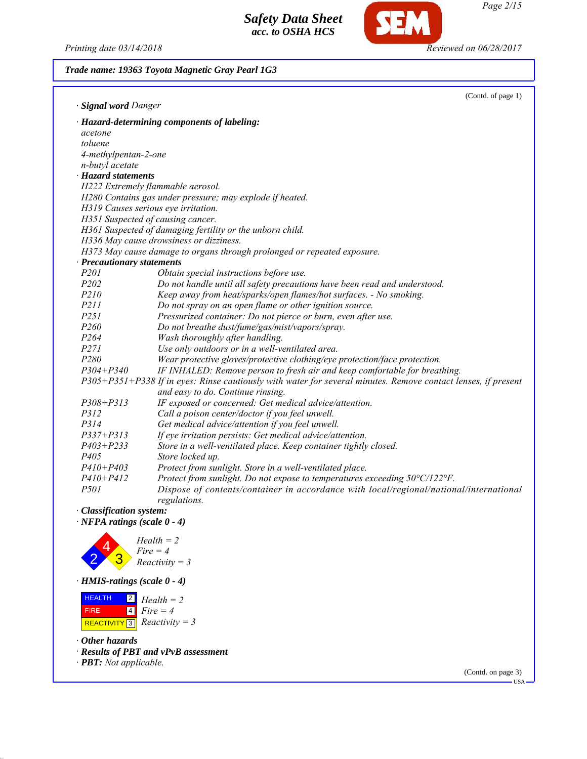**Trade name: 19363 Toyota Magnetic Gray Pearl 1G3**

(Contd. of page 1)

· **Signal word** *Danger*

· ***Hazard-determining components of labeling:***
*acetone*
*toluene*
*4-methylpentan-2-one*
*n-butyl acetate*

· ***Hazard statements***
*H222 Extremely flammable aerosol.*
*H280 Contains gas under pressure; may explode if heated.*
*H319 Causes serious eye irritation.*
*H351 Suspected of causing cancer.*
*H361 Suspected of damaging fertility or the unborn child.*
*H336 May cause drowsiness or dizziness.*
*H373 May cause damage to organs through prolonged or repeated exposure.*

· ***Precautionary statements***

| | |
|---|---|
| *P201* | *Obtain special instructions before use.* |
| *P202* | *Do not handle until all safety precautions have been read and understood.* |
| *P210* | *Keep away from heat/sparks/open flames/hot surfaces. - No smoking.* |
| *P211* | *Do not spray on an open flame or other ignition source.* |
| *P251* | *Pressurized container: Do not pierce or burn, even after use.* |
| *P260* | *Do not breathe dust/fume/gas/mist/vapors/spray.* |
| *P264* | *Wash thoroughly after handling.* |
| *P271* | *Use only outdoors or in a well-ventilated area.* |
| *P280* | *Wear protective gloves/protective clothing/eye protection/face protection.* |
| *P304+P340* | *IF INHALED: Remove person to fresh air and keep comfortable for breathing.* |
| *P305+P351+P338* | *If in eyes: Rinse cautiously with water for several minutes. Remove contact lenses, if present and easy to do. Continue rinsing.* |
| *P308+P313* | *IF exposed or concerned: Get medical advice/attention.* |
| *P312* | *Call a poison center/doctor if you feel unwell.* |
| *P314* | *Get medical advice/attention if you feel unwell.* |
| *P337+P313* | *If eye irritation persists: Get medical advice/attention.* |
| *P403+P233* | *Store in a well-ventilated place. Keep container tightly closed.* |
| *P405* | *Store locked up.* |
| *P410+P403* | *Protect from sunlight. Store in a well-ventilated place.* |
| *P410+P412* | *Protect from sunlight. Do not expose to temperatures exceeding 50°C/122°F.* |
| *P501* | *Dispose of contents/container in accordance with local/regional/national/international regulations.* |

· ***Classification system:***

· ***NFPA ratings (scale 0 - 4)***

*Health = 2*
*Fire = 4*
*Reactivity = 3*

· ***HMIS-ratings (scale 0 - 4)***

| | | |
|---|---|---|
| HEALTH | 2 | *Health = 2* |
| FIRE | 4 | *Fire = 4* |
| REACTIVITY | 3 | *Reactivity = 3* |

· ***Other hazards***

· ***Results of PBT and vPvB assessment***

· ***PBT:*** *Not applicable.*

(Contd. on page 3)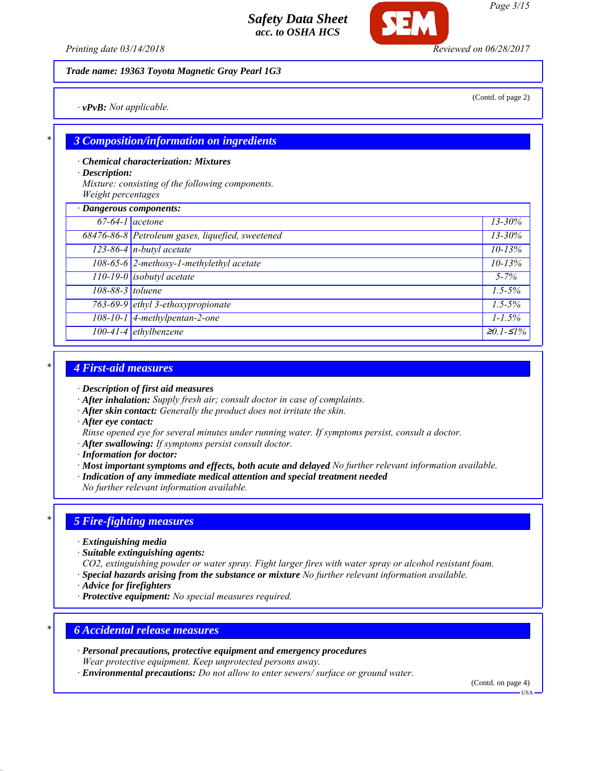**Trade name: 19363 Toyota Magnetic Gray Pearl 1G3**

(Contd. of page 2)

· ***vPvB:*** *Not applicable.*

## 3 Composition/information on ingredients

· ***Chemical characterization: Mixtures***
· ***Description:***
*Mixture: consisting of the following components.*
*Weight percentages*

| · Dangerous components: | | |
|---|---|---|
| 67-64-1 | acetone | 13-30% |
| 68476-86-8 | Petroleum gases, liquefied, sweetened | 13-30% |
| 123-86-4 | n-butyl acetate | 10-13% |
| 108-65-6 | 2-methoxy-1-methylethyl acetate | 10-13% |
| 110-19-0 | isobutyl acetate | 5-7% |
| 108-88-3 | toluene | 1.5-5% |
| 763-69-9 | ethyl 3-ethoxypropionate | 1.5-5% |
| 108-10-1 | 4-methylpentan-2-one | 1-1.5% |
| 100-41-4 | ethylbenzene | ≥0.1-≤1% |

## 4 First-aid measures

· ***Description of first aid measures***
· ***After inhalation:*** *Supply fresh air; consult doctor in case of complaints.*
· ***After skin contact:*** *Generally the product does not irritate the skin.*
· ***After eye contact:***
*Rinse opened eye for several minutes under running water. If symptoms persist, consult a doctor.*
· ***After swallowing:*** *If symptoms persist consult doctor.*
· ***Information for doctor:***
· ***Most important symptoms and effects, both acute and delayed*** *No further relevant information available.*
· ***Indication of any immediate medical attention and special treatment needed***
*No further relevant information available.*

## 5 Fire-fighting measures

· ***Extinguishing media***
· ***Suitable extinguishing agents:***
*CO2, extinguishing powder or water spray. Fight larger fires with water spray or alcohol resistant foam.*
· ***Special hazards arising from the substance or mixture*** *No further relevant information available.*
· ***Advice for firefighters***
· ***Protective equipment:*** *No special measures required.*

## 6 Accidental release measures

· ***Personal precautions, protective equipment and emergency procedures***
*Wear protective equipment. Keep unprotected persons away.*
· ***Environmental precautions:*** *Do not allow to enter sewers/ surface or ground water.*

(Contd. on page 4)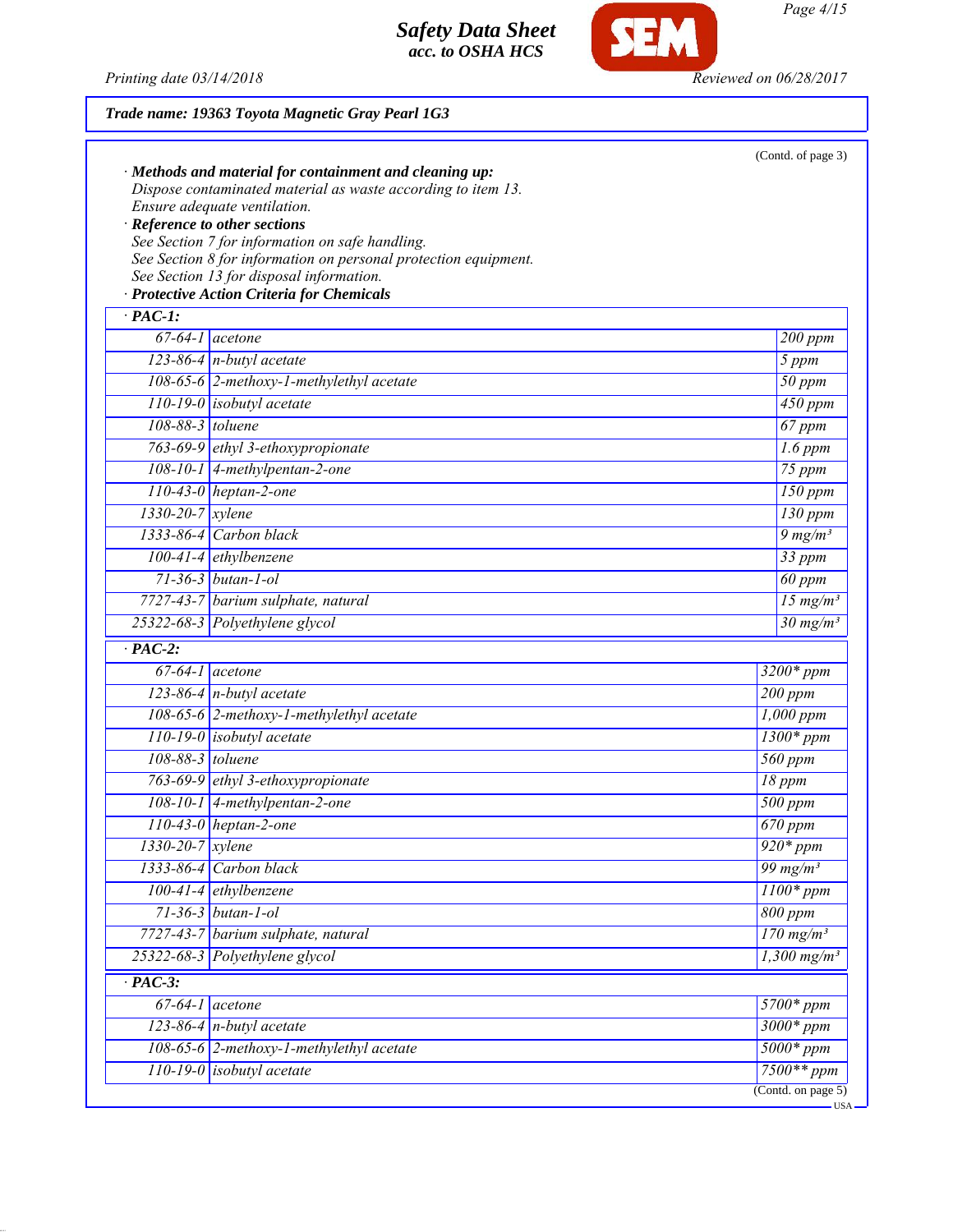Trade name: 19363 Toyota Magnetic Gray Pearl 1G3

(Contd. of page 3)

· **Methods and material for containment and cleaning up:**
Dispose contaminated material as waste according to item 13.
Ensure adequate ventilation.

· **Reference to other sections**
See Section 7 for information on safe handling.
See Section 8 for information on personal protection equipment.
See Section 13 for disposal information.

· **Protective Action Criteria for Chemicals**

· **PAC-1:**

| | | |
|---|---|---|
| 67-64-1 | acetone | 200 ppm |
| 123-86-4 | n-butyl acetate | 5 ppm |
| 108-65-6 | 2-methoxy-1-methylethyl acetate | 50 ppm |
| 110-19-0 | isobutyl acetate | 450 ppm |
| 108-88-3 | toluene | 67 ppm |
| 763-69-9 | ethyl 3-ethoxypropionate | 1.6 ppm |
| 108-10-1 | 4-methylpentan-2-one | 75 ppm |
| 110-43-0 | heptan-2-one | 150 ppm |
| 1330-20-7 | xylene | 130 ppm |
| 1333-86-4 | Carbon black | 9 mg/m³ |
| 100-41-4 | ethylbenzene | 33 ppm |
| 71-36-3 | butan-1-ol | 60 ppm |
| 7727-43-7 | barium sulphate, natural | 15 mg/m³ |
| 25322-68-3 | Polyethylene glycol | 30 mg/m³ |

· **PAC-2:**

| | | |
|---|---|---|
| 67-64-1 | acetone | 3200* ppm |
| 123-86-4 | n-butyl acetate | 200 ppm |
| 108-65-6 | 2-methoxy-1-methylethyl acetate | 1,000 ppm |
| 110-19-0 | isobutyl acetate | 1300* ppm |
| 108-88-3 | toluene | 560 ppm |
| 763-69-9 | ethyl 3-ethoxypropionate | 18 ppm |
| 108-10-1 | 4-methylpentan-2-one | 500 ppm |
| 110-43-0 | heptan-2-one | 670 ppm |
| 1330-20-7 | xylene | 920* ppm |
| 1333-86-4 | Carbon black | 99 mg/m³ |
| 100-41-4 | ethylbenzene | 1100* ppm |
| 71-36-3 | butan-1-ol | 800 ppm |
| 7727-43-7 | barium sulphate, natural | 170 mg/m³ |
| 25322-68-3 | Polyethylene glycol | 1,300 mg/m³ |

· **PAC-3:**

| | | |
|---|---|---|
| 67-64-1 | acetone | 5700* ppm |
| 123-86-4 | n-butyl acetate | 3000* ppm |
| 108-65-6 | 2-methoxy-1-methylethyl acetate | 5000* ppm |
| 110-19-0 | isobutyl acetate | 7500** ppm |

(Contd. on page 5)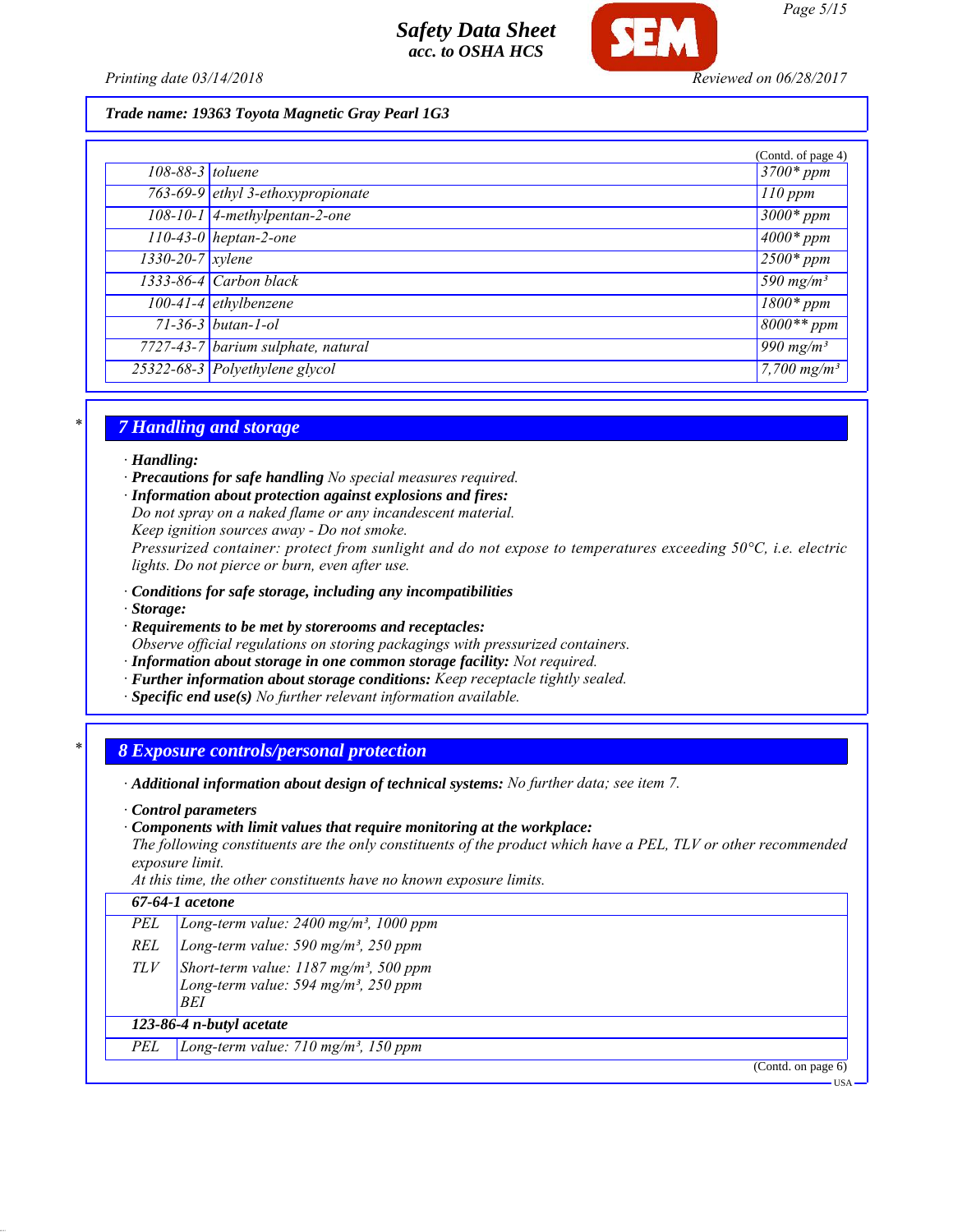**Trade name: 19363 Toyota Magnetic Gray Pearl 1G3**

(Contd. of page 4)

| | | |
|---|---|---|
| 108-88-3 | toluene | 3700* ppm |
| 763-69-9 | ethyl 3-ethoxypropionate | 110 ppm |
| 108-10-1 | 4-methylpentan-2-one | 3000* ppm |
| 110-43-0 | heptan-2-one | 4000* ppm |
| 1330-20-7 | xylene | 2500* ppm |
| 1333-86-4 | Carbon black | 590 mg/m³ |
| 100-41-4 | ethylbenzene | 1800* ppm |
| 71-36-3 | butan-1-ol | 8000** ppm |
| 7727-43-7 | barium sulphate, natural | 990 mg/m³ |
| 25322-68-3 | Polyethylene glycol | 7,700 mg/m³ |

## 7 Handling and storage

· **Handling:**
· **Precautions for safe handling** No special measures required.
· **Information about protection against explosions and fires:**
Do not spray on a naked flame or any incandescent material.
Keep ignition sources away - Do not smoke.
Pressurized container: protect from sunlight and do not expose to temperatures exceeding 50°C, i.e. electric lights. Do not pierce or burn, even after use.

· **Conditions for safe storage, including any incompatibilities**
· **Storage:**
· **Requirements to be met by storerooms and receptacles:**
Observe official regulations on storing packagings with pressurized containers.
· **Information about storage in one common storage facility:** Not required.
· **Further information about storage conditions:** Keep receptacle tightly sealed.
· **Specific end use(s)** No further relevant information available.

## 8 Exposure controls/personal protection

· **Additional information about design of technical systems:** No further data; see item 7.

· **Control parameters**
· **Components with limit values that require monitoring at the workplace:**
The following constituents are the only constituents of the product which have a PEL, TLV or other recommended exposure limit.
At this time, the other constituents have no known exposure limits.

| **67-64-1 acetone** | |
|---|---|
| PEL | Long-term value: 2400 mg/m³, 1000 ppm |
| REL | Long-term value: 590 mg/m³, 250 ppm |
| TLV | Short-term value: 1187 mg/m³, 500 ppm<br>Long-term value: 594 mg/m³, 250 ppm<br>BEI |
| **123-86-4 n-butyl acetate** | |
| PEL | Long-term value: 710 mg/m³, 150 ppm |

(Contd. on page 6)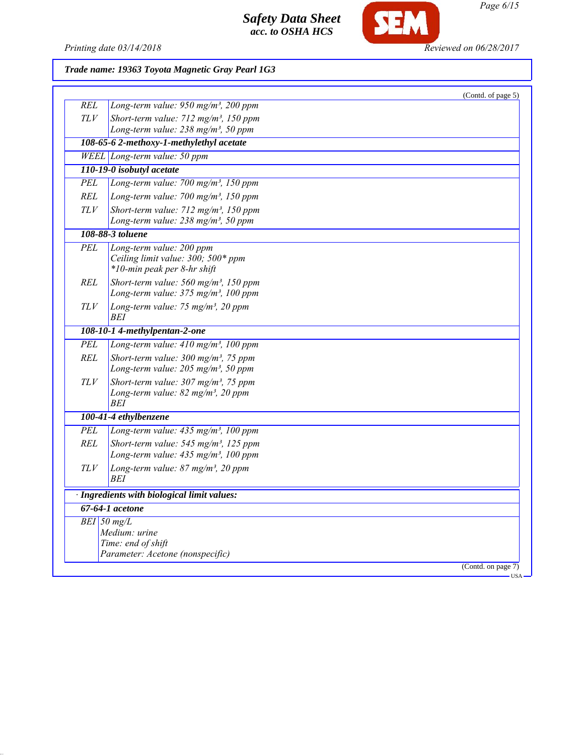*Trade name: 19363 Toyota Magnetic Gray Pearl 1G3*

(Contd. of page 5)

| | |
|---|---|
| REL | Long-term value: 950 mg/m³, 200 ppm |
| TLV | Short-term value: 712 mg/m³, 150 ppm<br>Long-term value: 238 mg/m³, 50 ppm |
| **108-65-6 2-methoxy-1-methylethyl acetate** | |
| WEEL | Long-term value: 50 ppm |
| **110-19-0 isobutyl acetate** | |
| PEL | Long-term value: 700 mg/m³, 150 ppm |
| REL | Long-term value: 700 mg/m³, 150 ppm |
| TLV | Short-term value: 712 mg/m³, 150 ppm<br>Long-term value: 238 mg/m³, 50 ppm |
| **108-88-3 toluene** | |
| PEL | Long-term value: 200 ppm<br>Ceiling limit value: 300; 500* ppm<br>*10-min peak per 8-hr shift |
| REL | Short-term value: 560 mg/m³, 150 ppm<br>Long-term value: 375 mg/m³, 100 ppm |
| TLV | Long-term value: 75 mg/m³, 20 ppm<br>BEI |
| **108-10-1 4-methylpentan-2-one** | |
| PEL | Long-term value: 410 mg/m³, 100 ppm |
| REL | Short-term value: 300 mg/m³, 75 ppm<br>Long-term value: 205 mg/m³, 50 ppm |
| TLV | Short-term value: 307 mg/m³, 75 ppm<br>Long-term value: 82 mg/m³, 20 ppm<br>BEI |
| **100-41-4 ethylbenzene** | |
| PEL | Long-term value: 435 mg/m³, 100 ppm |
| REL | Short-term value: 545 mg/m³, 125 ppm<br>Long-term value: 435 mg/m³, 100 ppm |
| TLV | Long-term value: 87 mg/m³, 20 ppm<br>BEI |

**· Ingredients with biological limit values:**

| | |
|---|---|
| **67-64-1 acetone** | |
| BEI | 50 mg/L<br>Medium: urine<br>Time: end of shift<br>Parameter: Acetone (nonspecific) |

(Contd. on page 7)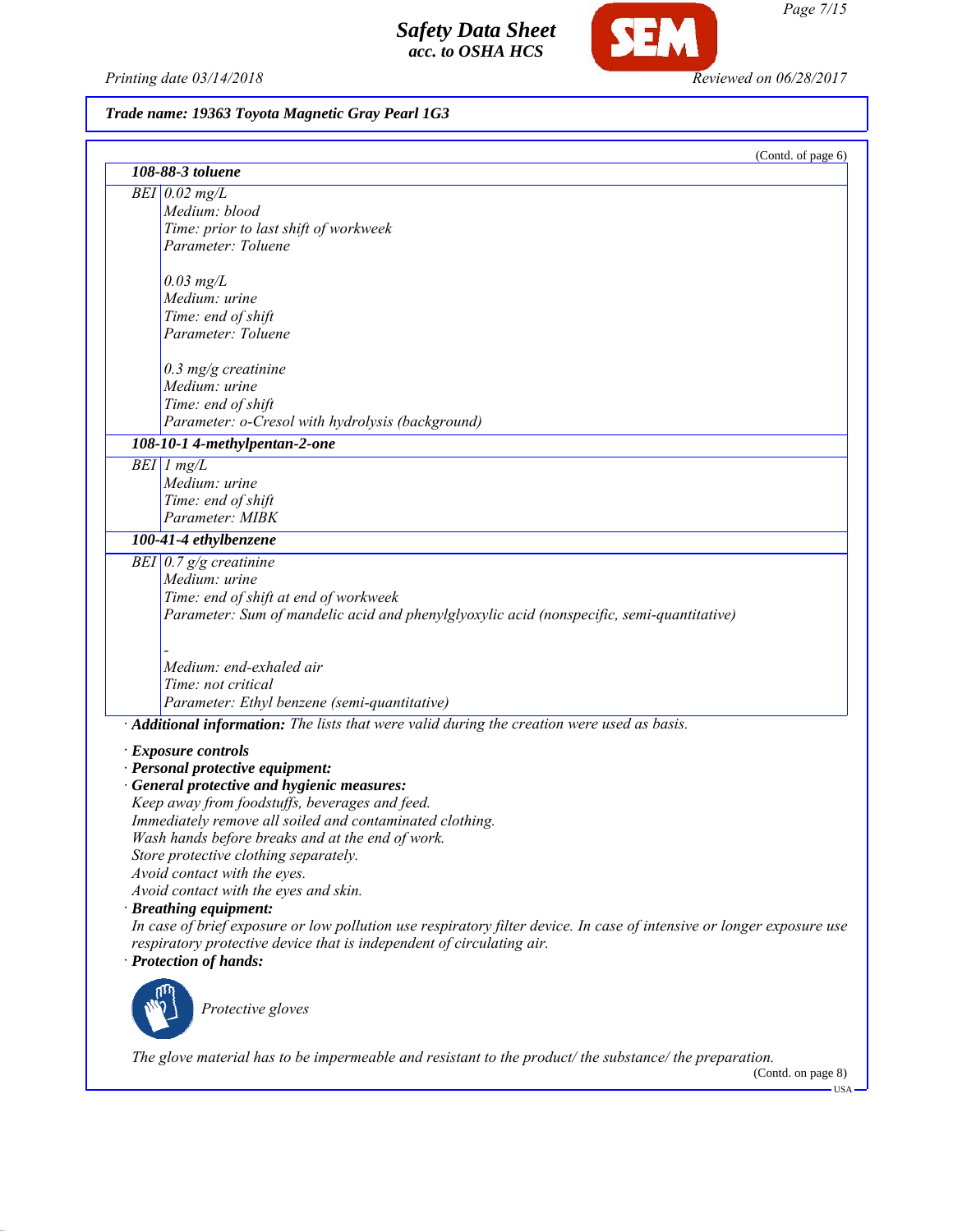Trade name: 19363 Toyota Magnetic Gray Pearl 1G3

(Contd. of page 6)

| 108-88-3 toluene | |
|---|---|
| BEI | 0.02 mg/L<br>Medium: blood<br>Time: prior to last shift of workweek<br>Parameter: Toluene<br><br>0.03 mg/L<br>Medium: urine<br>Time: end of shift<br>Parameter: Toluene<br><br>0.3 mg/g creatinine<br>Medium: urine<br>Time: end of shift<br>Parameter: o-Cresol with hydrolysis (background) |
| **108-10-1 4-methylpentan-2-one** | |
| BEI | 1 mg/L<br>Medium: urine<br>Time: end of shift<br>Parameter: MIBK |
| **100-41-4 ethylbenzene** | |
| BEI | 0.7 g/g creatinine<br>Medium: urine<br>Time: end of shift at end of workweek<br>Parameter: Sum of mandelic acid and phenylglyoxylic acid (nonspecific, semi-quantitative)<br><br>-<br>Medium: end-exhaled air<br>Time: not critical<br>Parameter: Ethyl benzene (semi-quantitative) |

· **Additional information:** The lists that were valid during the creation were used as basis.

· **Exposure controls**
· **Personal protective equipment:**
· **General protective and hygienic measures:**
Keep away from foodstuffs, beverages and feed.
Immediately remove all soiled and contaminated clothing.
Wash hands before breaks and at the end of work.
Store protective clothing separately.
Avoid contact with the eyes.
Avoid contact with the eyes and skin.
· **Breathing equipment:**
In case of brief exposure or low pollution use respiratory filter device. In case of intensive or longer exposure use respiratory protective device that is independent of circulating air.
· **Protection of hands:**

Protective gloves

The glove material has to be impermeable and resistant to the product/ the substance/ the preparation.

(Contd. on page 8)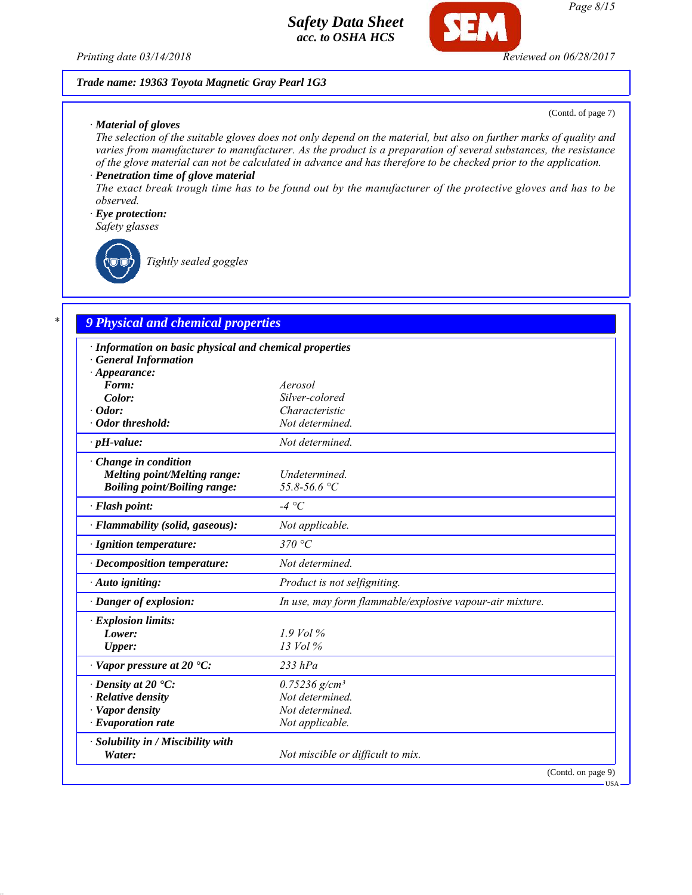Trade name: 19363 Toyota Magnetic Gray Pearl 1G3

(Contd. of page 7)

· **Material of gloves**
The selection of the suitable gloves does not only depend on the material, but also on further marks of quality and varies from manufacturer to manufacturer. As the product is a preparation of several substances, the resistance of the glove material can not be calculated in advance and has therefore to be checked prior to the application.

· **Penetration time of glove material**
The exact break trough time has to be found out by the manufacturer of the protective gloves and has to be observed.

· **Eye protection:**
Safety glasses

Tightly sealed goggles

## 9 Physical and chemical properties

| | |
|---|---|
| · **Information on basic physical and chemical properties** | |
| · **General Information** | |
| · **Appearance:** | |
| **Form:** | Aerosol |
| **Color:** | Silver-colored |
| · **Odor:** | Characteristic |
| · **Odor threshold:** | Not determined. |
| · **pH-value:** | Not determined. |
| · **Change in condition** | |
| **Melting point/Melting range:** | Undetermined. |
| **Boiling point/Boiling range:** | 55.8-56.6 °C |
| · **Flash point:** | -4 °C |
| · **Flammability (solid, gaseous):** | Not applicable. |
| · **Ignition temperature:** | 370 °C |
| · **Decomposition temperature:** | Not determined. |
| · **Auto igniting:** | Product is not selfigniting. |
| · **Danger of explosion:** | In use, may form flammable/explosive vapour-air mixture. |
| · **Explosion limits:** | |
| **Lower:** | 1.9 Vol % |
| **Upper:** | 13 Vol % |
| · **Vapor pressure at 20 °C:** | 233 hPa |
| · **Density at 20 °C:** | 0.75236 g/cm³ |
| · **Relative density** | Not determined. |
| · **Vapor density** | Not determined. |
| · **Evaporation rate** | Not applicable. |
| · **Solubility in / Miscibility with** | |
| **Water:** | Not miscible or difficult to mix. |

(Contd. on page 9)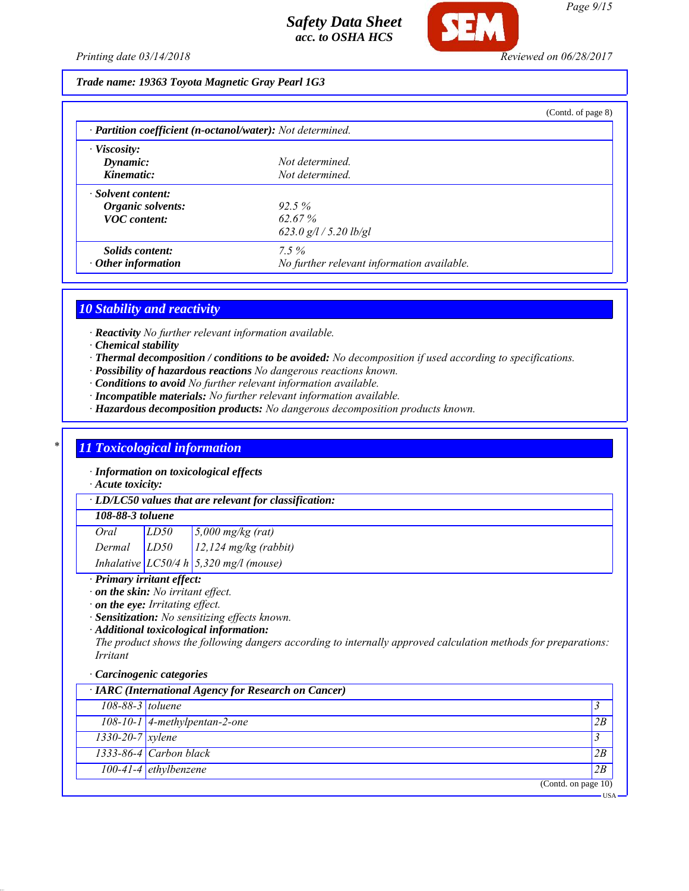**Trade name: 19363 Toyota Magnetic Gray Pearl 1G3**

(Contd. of page 8)

· **Partition coefficient (n-octanol/water):** Not determined.

· **Viscosity:**

| | |
|---|---|
| **Dynamic:** | Not determined. |
| **Kinematic:** | Not determined. |

· **Solvent content:**

| | |
|---|---|
| **Organic solvents:** | 92.5 % |
| **VOC content:** | 62.67 % |
| | 623.0 g/l / 5.20 lb/gl |
| **Solids content:** | 7.5 % |
| · **Other information** | No further relevant information available. |

## 10 Stability and reactivity

· **Reactivity** No further relevant information available.
· **Chemical stability**
· **Thermal decomposition / conditions to be avoided:** No decomposition if used according to specifications.
· **Possibility of hazardous reactions** No dangerous reactions known.
· **Conditions to avoid** No further relevant information available.
· **Incompatible materials:** No further relevant information available.
· **Hazardous decomposition products:** No dangerous decomposition products known.

## 11 Toxicological information

· **Information on toxicological effects**
· **Acute toxicity:**

· **LD/LC50 values that are relevant for classification:**

| **108-88-3 toluene** | | |
|---|---|---|
| Oral | LD50 | 5,000 mg/kg (rat) |
| Dermal | LD50 | 12,124 mg/kg (rabbit) |
| Inhalative | LC50/4 h | 5,320 mg/l (mouse) |

· **Primary irritant effect:**
· **on the skin:** No irritant effect.
· **on the eye:** Irritating effect.
· **Sensitization:** No sensitizing effects known.
· **Additional toxicological information:**
The product shows the following dangers according to internally approved calculation methods for preparations:
Irritant

· **Carcinogenic categories**

· **IARC (International Agency for Research on Cancer)**

| | | |
|---|---|---|
| 108-88-3 | toluene | 3 |
| 108-10-1 | 4-methylpentan-2-one | 2B |
| 1330-20-7 | xylene | 3 |
| 1333-86-4 | Carbon black | 2B |
| 100-41-4 | ethylbenzene | 2B |

(Contd. on page 10)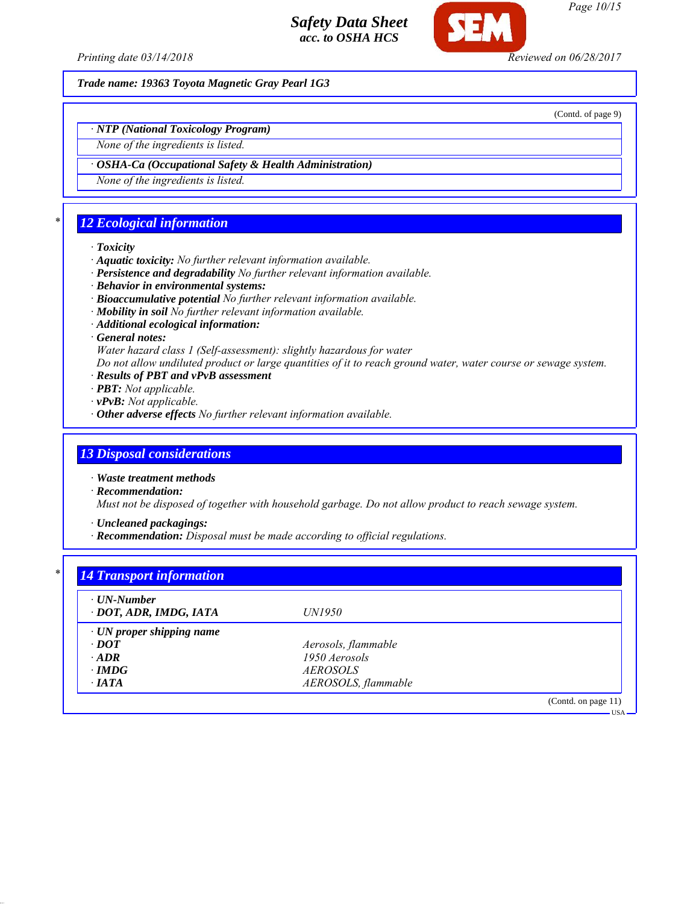Trade name: 19363 Toyota Magnetic Gray Pearl 1G3

(Contd. of page 9)

· **NTP (National Toxicology Program)**

None of the ingredients is listed.

· **OSHA-Ca (Occupational Safety & Health Administration)**

None of the ingredients is listed.

## 12 Ecological information

· **Toxicity**
· **Aquatic toxicity:** No further relevant information available.
· **Persistence and degradability** No further relevant information available.
· **Behavior in environmental systems:**
· **Bioaccumulative potential** No further relevant information available.
· **Mobility in soil** No further relevant information available.
· **Additional ecological information:**
· **General notes:**
Water hazard class 1 (Self-assessment): slightly hazardous for water
Do not allow undiluted product or large quantities of it to reach ground water, water course or sewage system.
· **Results of PBT and vPvB assessment**
· **PBT:** Not applicable.
· **vPvB:** Not applicable.
· **Other adverse effects** No further relevant information available.

## 13 Disposal considerations

· **Waste treatment methods**
· **Recommendation:**
Must not be disposed of together with household garbage. Do not allow product to reach sewage system.

· **Uncleaned packagings:**
· **Recommendation:** Disposal must be made according to official regulations.

## 14 Transport information

| · **UN-Number** | |
|---|---|
| · **DOT, ADR, IMDG, IATA** | UN1950 |
| · **UN proper shipping name** | |
| · **DOT** | Aerosols, flammable |
| · **ADR** | 1950 Aerosols |
| · **IMDG** | AEROSOLS |
| · **IATA** | AEROSOLS, flammable |

(Contd. on page 11)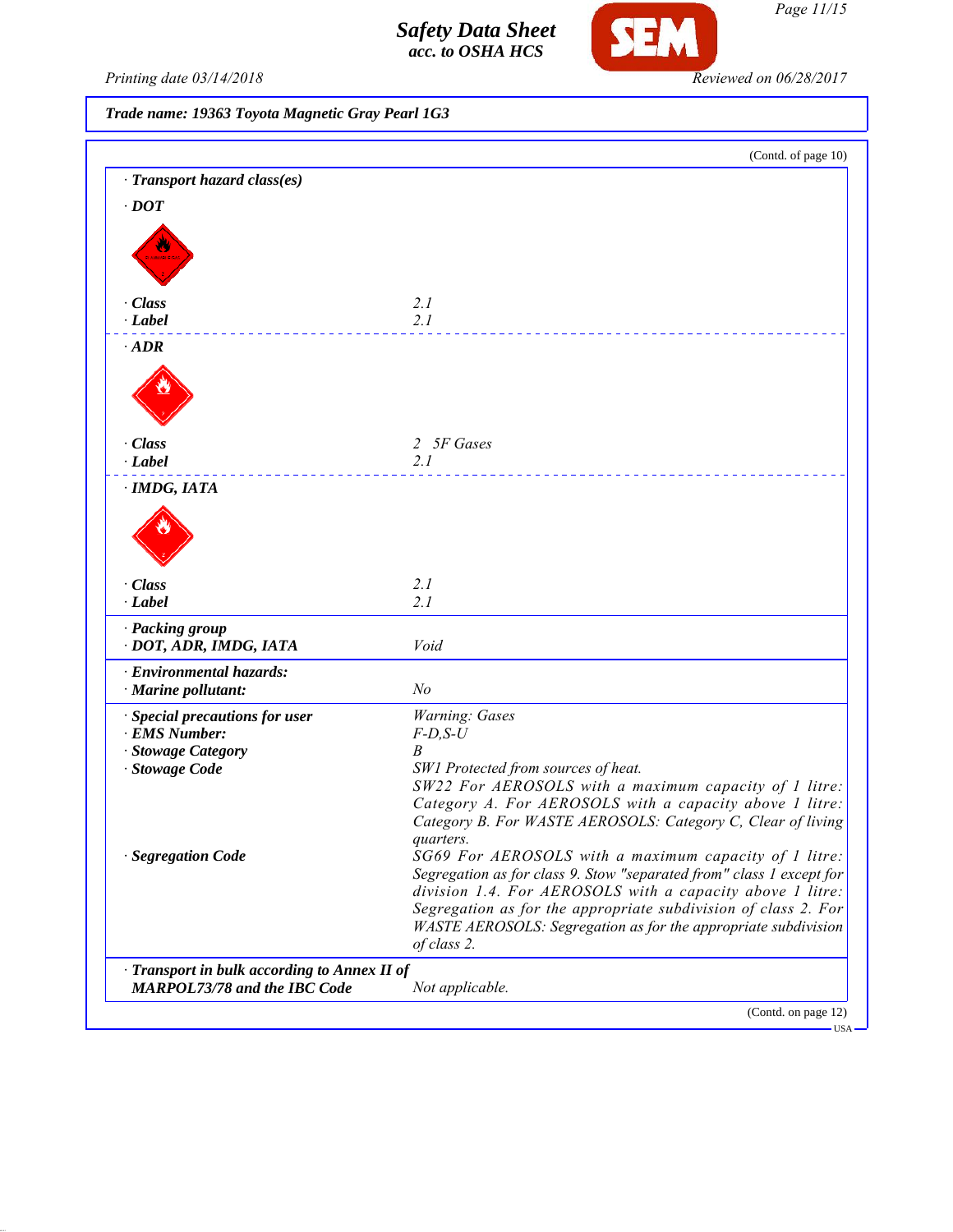**Trade name: 19363 Toyota Magnetic Gray Pearl 1G3**

(Contd. of page 10)

· **Transport hazard class(es)**

· **DOT**

| | |
|---|---|
| · **Class** | 2.1 |
| · **Label** | 2.1 |

· **ADR**

| | |
|---|---|
| · **Class** | 2 5F Gases |
| · **Label** | 2.1 |

· **IMDG, IATA**

| | |
|---|---|
| · **Class** | 2.1 |
| · **Label** | 2.1 |

| | |
|---|---|
| · **Packing group** | |
| · **DOT, ADR, IMDG, IATA** | Void |
| · **Environmental hazards:** | |
| · **Marine pollutant:** | No |
| · **Special precautions for user** | Warning: Gases |
| · **EMS Number:** | F-D,S-U |
| · **Stowage Category** | B |
| · **Stowage Code** | SW1 Protected from sources of heat. SW22 For AEROSOLS with a maximum capacity of 1 litre: Category A. For AEROSOLS with a capacity above 1 litre: Category B. For WASTE AEROSOLS: Category C, Clear of living quarters. |
| · **Segregation Code** | SG69 For AEROSOLS with a maximum capacity of 1 litre: Segregation as for class 9. Stow "separated from" class 1 except for division 1.4. For AEROSOLS with a capacity above 1 litre: Segregation as for the appropriate subdivision of class 2. For WASTE AEROSOLS: Segregation as for the appropriate subdivision of class 2. |
| · **Transport in bulk according to Annex II of MARPOL73/78 and the IBC Code** | Not applicable. |

(Contd. on page 12)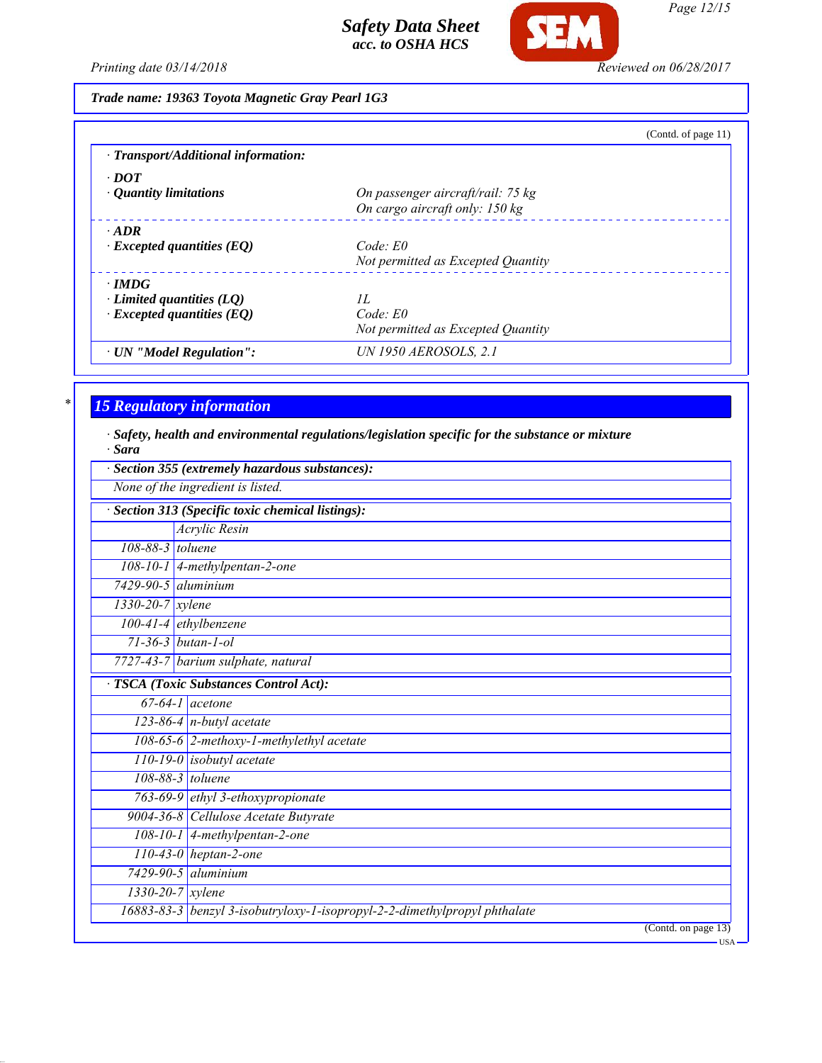Trade name: 19363 Toyota Magnetic Gray Pearl 1G3

(Contd. of page 11)

**· Transport/Additional information:**

| | |
|---|---|
| **· DOT** | |
| **· Quantity limitations** | *On passenger aircraft/rail: 75 kg*<br>*On cargo aircraft only: 150 kg* |
| **· ADR** | |
| **· Excepted quantities (EQ)** | *Code: E0*<br>*Not permitted as Excepted Quantity* |
| **· IMDG** | |
| **· Limited quantities (LQ)** | *1L* |
| **· Excepted quantities (EQ)** | *Code: E0*<br>*Not permitted as Excepted Quantity* |
| **· UN "Model Regulation":** | *UN 1950 AEROSOLS, 2.1* |

## 15 Regulatory information

**· Safety, health and environmental regulations/legislation specific for the substance or mixture**

**· Sara**

**· Section 355 (extremely hazardous substances):**

*None of the ingredient is listed.*

**· Section 313 (Specific toxic chemical listings):**

| | |
|---|---|
| | Acrylic Resin |
| 108-88-3 | toluene |
| 108-10-1 | 4-methylpentan-2-one |
| 7429-90-5 | aluminium |
| 1330-20-7 | xylene |
| 100-41-4 | ethylbenzene |
| 71-36-3 | butan-1-ol |
| 7727-43-7 | barium sulphate, natural |

**· TSCA (Toxic Substances Control Act):**

| | |
|---|---|
| 67-64-1 | acetone |
| 123-86-4 | n-butyl acetate |
| 108-65-6 | 2-methoxy-1-methylethyl acetate |
| 110-19-0 | isobutyl acetate |
| 108-88-3 | toluene |
| 763-69-9 | ethyl 3-ethoxypropionate |
| 9004-36-8 | Cellulose Acetate Butyrate |
| 108-10-1 | 4-methylpentan-2-one |
| 110-43-0 | heptan-2-one |
| 7429-90-5 | aluminium |
| 1330-20-7 | xylene |
| 16883-83-3 | benzyl 3-isobutryloxy-1-isopropyl-2-2-dimethylpropyl phthalate |

(Contd. on page 13)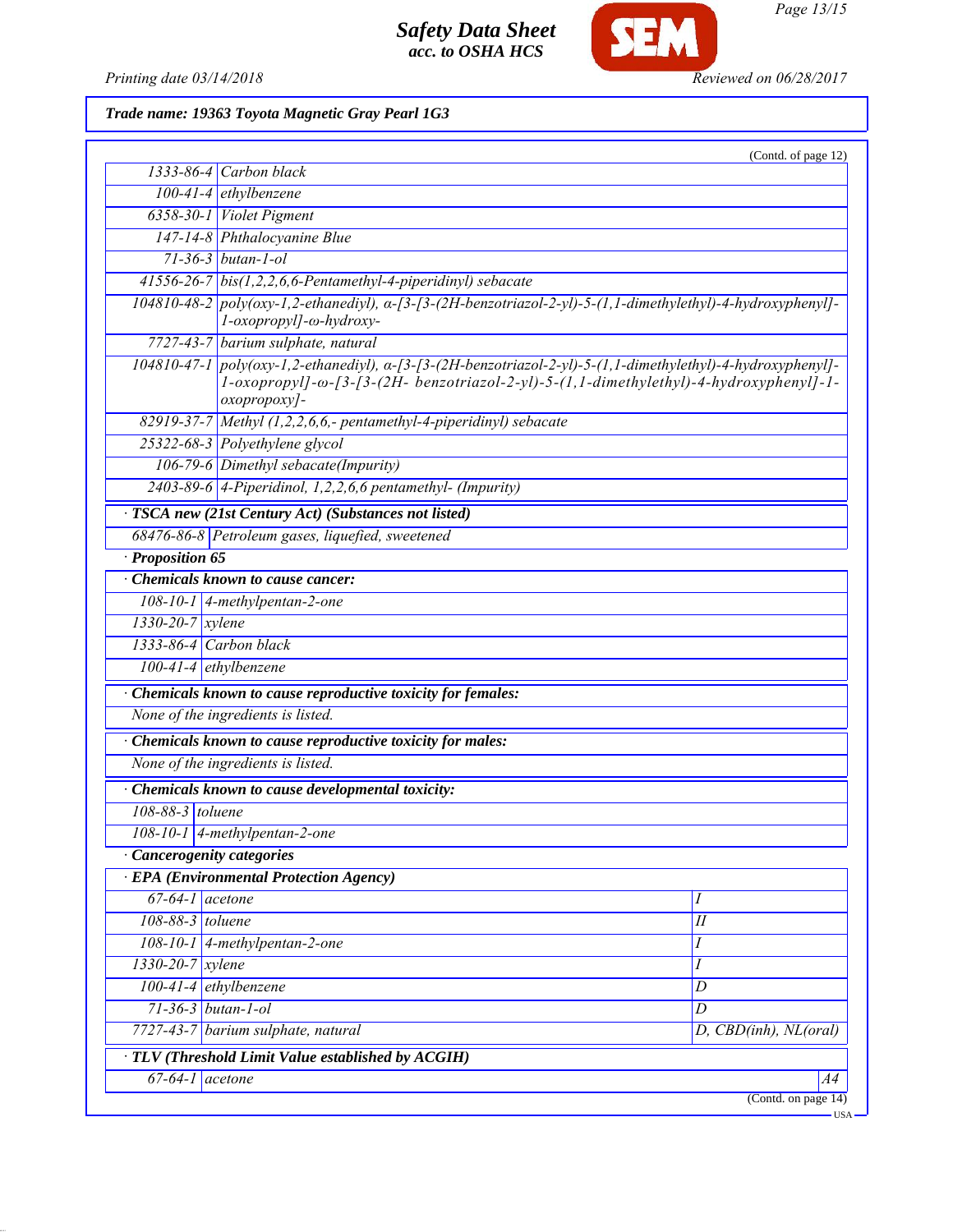*Trade name: 19363 Toyota Magnetic Gray Pearl 1G3*

(Contd. of page 12)

| | |
|---|---|
| 1333-86-4 | Carbon black |
| 100-41-4 | ethylbenzene |
| 6358-30-1 | Violet Pigment |
| 147-14-8 | Phthalocyanine Blue |
| 71-36-3 | butan-1-ol |
| 41556-26-7 | bis(1,2,2,6,6-Pentamethyl-4-piperidinyl) sebacate |
| 104810-48-2 | poly(oxy-1,2-ethanediyl), α-[3-[3-(2H-benzotriazol-2-yl)-5-(1,1-dimethylethyl)-4-hydroxyphenyl]-1-oxopropyl]-ω-hydroxy- |
| 7727-43-7 | barium sulphate, natural |
| 104810-47-1 | poly(oxy-1,2-ethanediyl), α-[3-[3-(2H-benzotriazol-2-yl)-5-(1,1-dimethylethyl)-4-hydroxyphenyl]-1-oxopropyl]-ω-[3-[3-(2H- benzotriazol-2-yl)-5-(1,1-dimethylethyl)-4-hydroxyphenyl]-1-oxopropoxy]- |
| 82919-37-7 | Methyl (1,2,2,6,6,- pentamethyl-4-piperidinyl) sebacate |
| 25322-68-3 | Polyethylene glycol |
| 106-79-6 | Dimethyl sebacate(Impurity) |
| 2403-89-6 | 4-Piperidinol, 1,2,2,6,6 pentamethyl- (Impurity) |

**· TSCA new (21st Century Act) (Substances not listed)**

| | |
|---|---|
| 68476-86-8 | Petroleum gases, liquefied, sweetened |

**· Proposition 65**

**· Chemicals known to cause cancer:**

| | |
|---|---|
| 108-10-1 | 4-methylpentan-2-one |
| 1330-20-7 | xylene |
| 1333-86-4 | Carbon black |
| 100-41-4 | ethylbenzene |

**· Chemicals known to cause reproductive toxicity for females:**

None of the ingredients is listed.

**· Chemicals known to cause reproductive toxicity for males:**

None of the ingredients is listed.

**· Chemicals known to cause developmental toxicity:**

| | |
|---|---|
| 108-88-3 | toluene |
| 108-10-1 | 4-methylpentan-2-one |

**· Cancerogenity categories**

**· EPA (Environmental Protection Agency)**

| | | |
|---|---|---|
| 67-64-1 | acetone | I |
| 108-88-3 | toluene | II |
| 108-10-1 | 4-methylpentan-2-one | I |
| 1330-20-7 | xylene | I |
| 100-41-4 | ethylbenzene | D |
| 71-36-3 | butan-1-ol | D |
| 7727-43-7 | barium sulphate, natural | D, CBD(inh), NL(oral) |

**· TLV (Threshold Limit Value established by ACGIH)**

| | | |
|---|---|---|
| 67-64-1 | acetone | A4 |

(Contd. on page 14)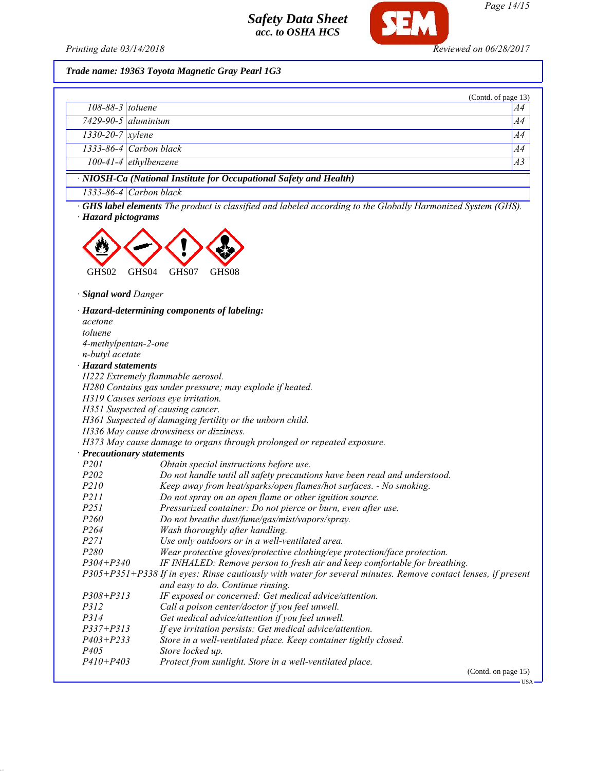**Trade name: 19363 Toyota Magnetic Gray Pearl 1G3**

(Contd. of page 13)

| | | |
|---|---|---|
| 108-88-3 | toluene | A4 |
| 7429-90-5 | aluminium | A4 |
| 1330-20-7 | xylene | A4 |
| 1333-86-4 | Carbon black | A4 |
| 100-41-4 | ethylbenzene | A3 |

· **NIOSH-Ca (National Institute for Occupational Safety and Health)**

| | |
|---|---|
| 1333-86-4 | Carbon black |

· **GHS label elements** *The product is classified and labeled according to the Globally Harmonized System (GHS).*

· **Hazard pictograms**

GHS02 GHS04 GHS07 GHS08

· **Signal word** *Danger*

· **Hazard-determining components of labeling:**

acetone
toluene
4-methylpentan-2-one
n-butyl acetate

· **Hazard statements**

H222 Extremely flammable aerosol.
H280 Contains gas under pressure; may explode if heated.
H319 Causes serious eye irritation.
H351 Suspected of causing cancer.
H361 Suspected of damaging fertility or the unborn child.
H336 May cause drowsiness or dizziness.
H373 May cause damage to organs through prolonged or repeated exposure.

· **Precautionary statements**

| | |
|---|---|
| P201 | Obtain special instructions before use. |
| P202 | Do not handle until all safety precautions have been read and understood. |
| P210 | Keep away from heat/sparks/open flames/hot surfaces. - No smoking. |
| P211 | Do not spray on an open flame or other ignition source. |
| P251 | Pressurized container: Do not pierce or burn, even after use. |
| P260 | Do not breathe dust/fume/gas/mist/vapors/spray. |
| P264 | Wash thoroughly after handling. |
| P271 | Use only outdoors or in a well-ventilated area. |
| P280 | Wear protective gloves/protective clothing/eye protection/face protection. |
| P304+P340 | IF INHALED: Remove person to fresh air and keep comfortable for breathing. |
| P305+P351+P338 | If in eyes: Rinse cautiously with water for several minutes. Remove contact lenses, if present and easy to do. Continue rinsing. |
| P308+P313 | IF exposed or concerned: Get medical advice/attention. |
| P312 | Call a poison center/doctor if you feel unwell. |
| P314 | Get medical advice/attention if you feel unwell. |
| P337+P313 | If eye irritation persists: Get medical advice/attention. |
| P403+P233 | Store in a well-ventilated place. Keep container tightly closed. |
| P405 | Store locked up. |
| P410+P403 | Protect from sunlight. Store in a well-ventilated place. |

(Contd. on page 15)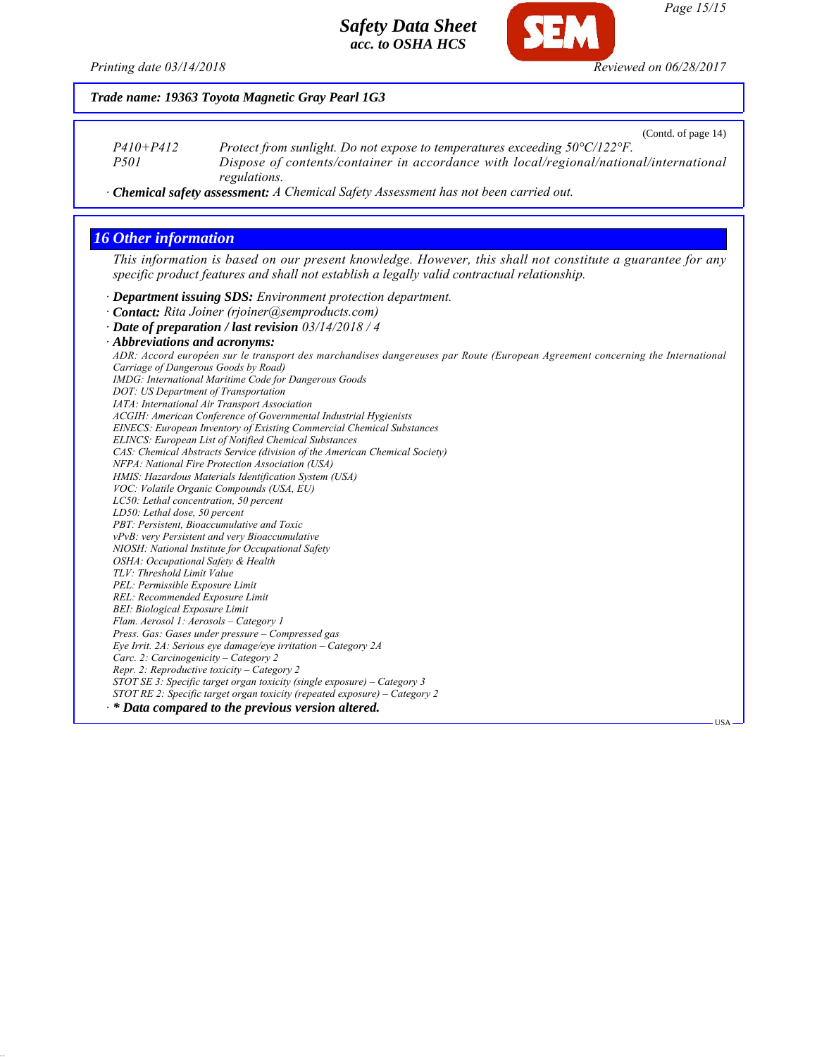**Trade name: 19363 Toyota Magnetic Gray Pearl 1G3**

(Contd. of page 14)

| | |
|---|---|
| P410+P412 | Protect from sunlight. Do not expose to temperatures exceeding 50°C/122°F. |
| P501 | Dispose of contents/container in accordance with local/regional/national/international regulations. |

· **Chemical safety assessment:** A Chemical Safety Assessment has not been carried out.

## 16 Other information

*This information is based on our present knowledge. However, this shall not constitute a guarantee for any specific product features and shall not establish a legally valid contractual relationship.*

· **Department issuing SDS:** Environment protection department.
· **Contact:** Rita Joiner (rjoiner@semproducts.com)
· **Date of preparation / last revision** 03/14/2018 / 4
· **Abbreviations and acronyms:**

ADR: Accord européen sur le transport des marchandises dangereuses par Route (European Agreement concerning the International Carriage of Dangerous Goods by Road)
IMDG: International Maritime Code for Dangerous Goods
DOT: US Department of Transportation
IATA: International Air Transport Association
ACGIH: American Conference of Governmental Industrial Hygienists
EINECS: European Inventory of Existing Commercial Chemical Substances
ELINCS: European List of Notified Chemical Substances
CAS: Chemical Abstracts Service (division of the American Chemical Society)
NFPA: National Fire Protection Association (USA)
HMIS: Hazardous Materials Identification System (USA)
VOC: Volatile Organic Compounds (USA, EU)
LC50: Lethal concentration, 50 percent
LD50: Lethal dose, 50 percent
PBT: Persistent, Bioaccumulative and Toxic
vPvB: very Persistent and very Bioaccumulative
NIOSH: National Institute for Occupational Safety
OSHA: Occupational Safety & Health
TLV: Threshold Limit Value
PEL: Permissible Exposure Limit
REL: Recommended Exposure Limit
BEI: Biological Exposure Limit
Flam. Aerosol 1: Aerosols – Category 1
Press. Gas: Gases under pressure – Compressed gas
Eye Irrit. 2A: Serious eye damage/eye irritation – Category 2A
Carc. 2: Carcinogenicity – Category 2
Repr. 2: Reproductive toxicity – Category 2
STOT SE 3: Specific target organ toxicity (single exposure) – Category 3
STOT RE 2: Specific target organ toxicity (repeated exposure) – Category 2

· *** Data compared to the previous version altered.**

USA